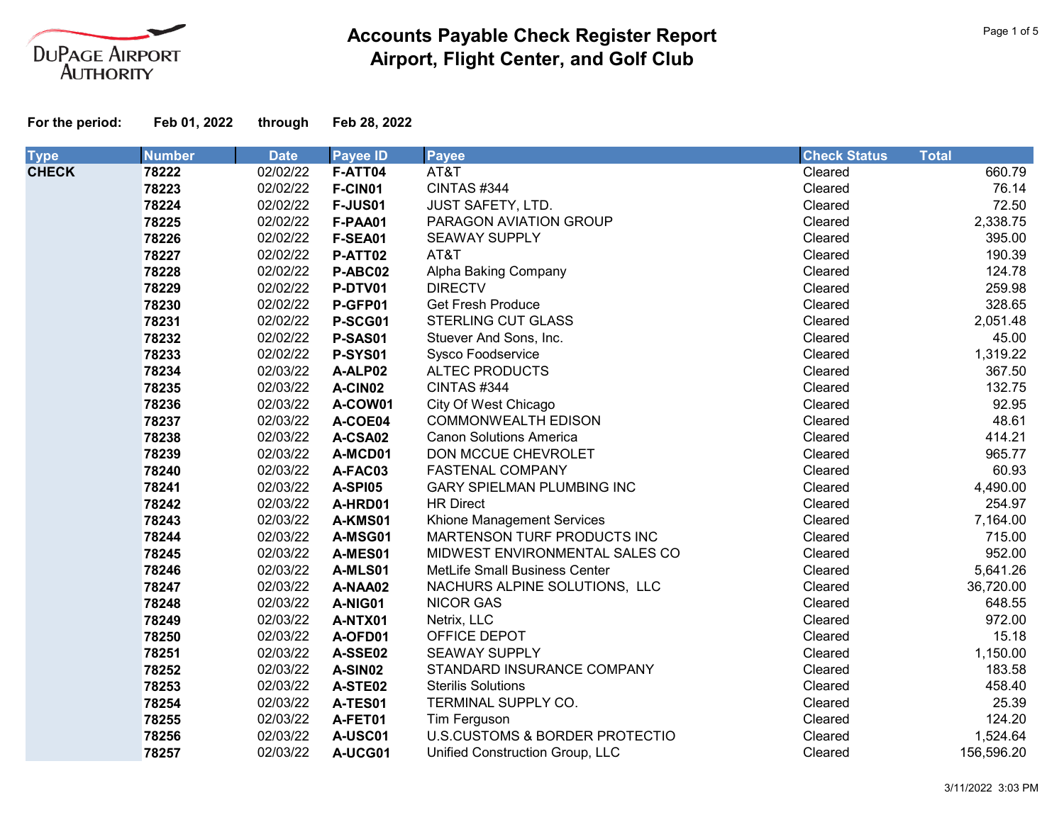DuPage Airport Authority

# Accounts Payable Check Register Report
## Airport, Flight Center, and Golf Club

**For the period:** **Feb 01, 2022** through **Feb 28, 2022**

| Type | Number | Date | Payee ID | Payee | Check Status | Total |
|---|---|---|---|---|---|---|
| **CHECK** | **78222** | 02/02/22 | **F-ATT04** | AT&T | Cleared | 660.79 |
| | **78223** | 02/02/22 | **F-CIN01** | CINTAS #344 | Cleared | 76.14 |
| | **78224** | 02/02/22 | **F-JUS01** | JUST SAFETY, LTD. | Cleared | 72.50 |
| | **78225** | 02/02/22 | **F-PAA01** | PARAGON AVIATION GROUP | Cleared | 2,338.75 |
| | **78226** | 02/02/22 | **F-SEA01** | SEAWAY SUPPLY | Cleared | 395.00 |
| | **78227** | 02/02/22 | **P-ATT02** | AT&T | Cleared | 190.39 |
| | **78228** | 02/02/22 | **P-ABC02** | Alpha Baking Company | Cleared | 124.78 |
| | **78229** | 02/02/22 | **P-DTV01** | DIRECTV | Cleared | 259.98 |
| | **78230** | 02/02/22 | **P-GFP01** | Get Fresh Produce | Cleared | 328.65 |
| | **78231** | 02/02/22 | **P-SCG01** | STERLING CUT GLASS | Cleared | 2,051.48 |
| | **78232** | 02/02/22 | **P-SAS01** | Stuever And Sons, Inc. | Cleared | 45.00 |
| | **78233** | 02/02/22 | **P-SYS01** | Sysco Foodservice | Cleared | 1,319.22 |
| | **78234** | 02/03/22 | **A-ALP02** | ALTEC PRODUCTS | Cleared | 367.50 |
| | **78235** | 02/03/22 | **A-CIN02** | CINTAS #344 | Cleared | 132.75 |
| | **78236** | 02/03/22 | **A-COW01** | City Of West Chicago | Cleared | 92.95 |
| | **78237** | 02/03/22 | **A-COE04** | COMMONWEALTH EDISON | Cleared | 48.61 |
| | **78238** | 02/03/22 | **A-CSA02** | Canon Solutions America | Cleared | 414.21 |
| | **78239** | 02/03/22 | **A-MCD01** | DON MCCUE CHEVROLET | Cleared | 965.77 |
| | **78240** | 02/03/22 | **A-FAC03** | FASTENAL COMPANY | Cleared | 60.93 |
| | **78241** | 02/03/22 | **A-SPI05** | GARY SPIELMAN PLUMBING INC | Cleared | 4,490.00 |
| | **78242** | 02/03/22 | **A-HRD01** | HR Direct | Cleared | 254.97 |
| | **78243** | 02/03/22 | **A-KMS01** | Khione Management Services | Cleared | 7,164.00 |
| | **78244** | 02/03/22 | **A-MSG01** | MARTENSON TURF PRODUCTS INC | Cleared | 715.00 |
| | **78245** | 02/03/22 | **A-MES01** | MIDWEST ENVIRONMENTAL SALES CO | Cleared | 952.00 |
| | **78246** | 02/03/22 | **A-MLS01** | MetLife Small Business Center | Cleared | 5,641.26 |
| | **78247** | 02/03/22 | **A-NAA02** | NACHURS ALPINE SOLUTIONS, LLC | Cleared | 36,720.00 |
| | **78248** | 02/03/22 | **A-NIG01** | NICOR GAS | Cleared | 648.55 |
| | **78249** | 02/03/22 | **A-NTX01** | Netrix, LLC | Cleared | 972.00 |
| | **78250** | 02/03/22 | **A-OFD01** | OFFICE DEPOT | Cleared | 15.18 |
| | **78251** | 02/03/22 | **A-SSE02** | SEAWAY SUPPLY | Cleared | 1,150.00 |
| | **78252** | 02/03/22 | **A-SIN02** | STANDARD INSURANCE COMPANY | Cleared | 183.58 |
| | **78253** | 02/03/22 | **A-STE02** | Sterilis Solutions | Cleared | 458.40 |
| | **78254** | 02/03/22 | **A-TES01** | TERMINAL SUPPLY CO. | Cleared | 25.39 |
| | **78255** | 02/03/22 | **A-FET01** | Tim Ferguson | Cleared | 124.20 |
| | **78256** | 02/03/22 | **A-USC01** | U.S.CUSTOMS & BORDER PROTECTIO | Cleared | 1,524.64 |
| | **78257** | 02/03/22 | **A-UCG01** | Unified Construction Group, LLC | Cleared | 156,596.20 |

3/11/2022 3:03 PM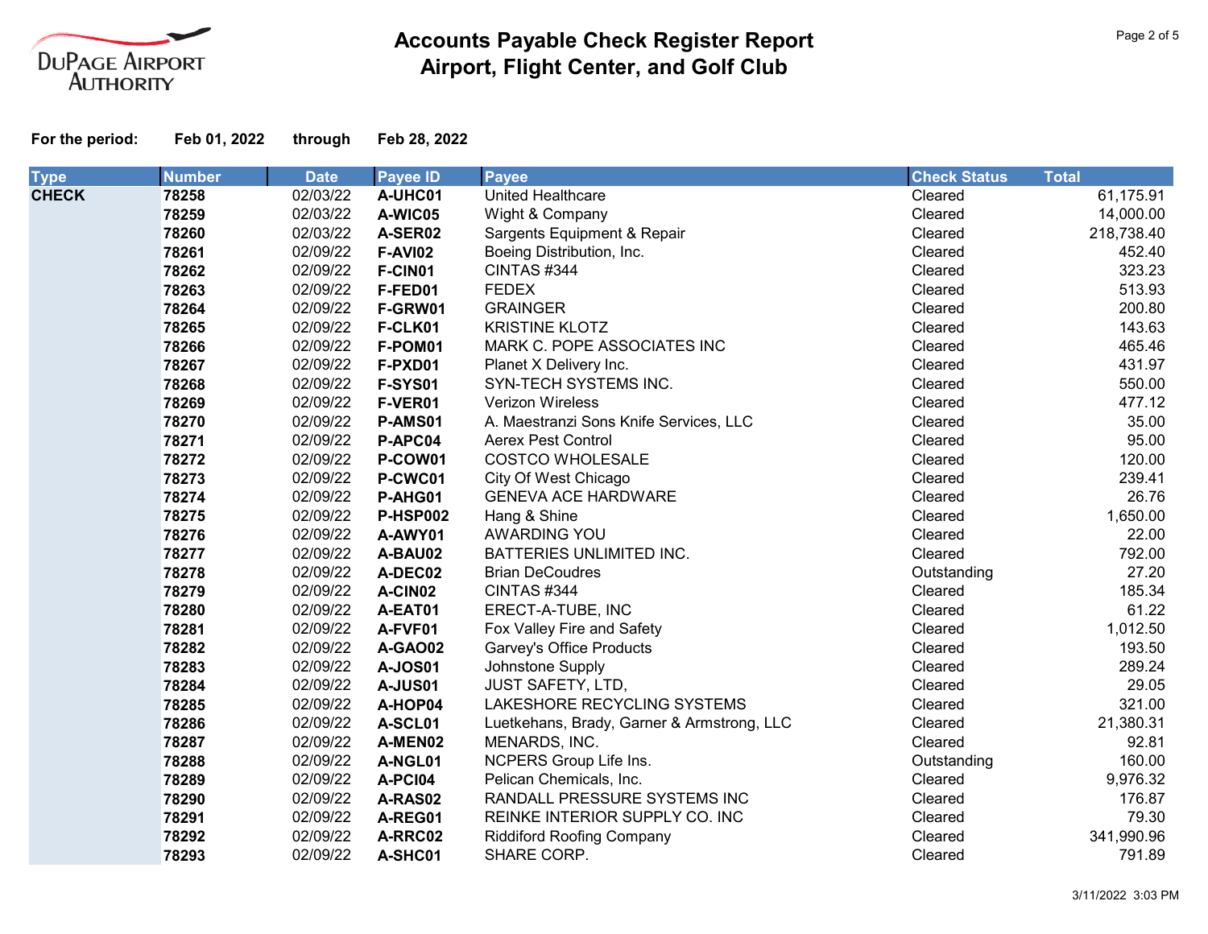# Accounts Payable Check Register Report
## Airport, Flight Center, and Golf Club

**For the period:** **Feb 01, 2022** **through** **Feb 28, 2022**

| Type | Number | Date | Payee ID | Payee | Check Status | Total |
|---|---|---|---|---|---|---|
| **CHECK** | **78258** | 02/03/22 | **A-UHC01** | United Healthcare | Cleared | 61,175.91 |
| | **78259** | 02/03/22 | **A-WIC05** | Wight & Company | Cleared | 14,000.00 |
| | **78260** | 02/03/22 | **A-SER02** | Sargents Equipment & Repair | Cleared | 218,738.40 |
| | **78261** | 02/09/22 | **F-AVI02** | Boeing Distribution, Inc. | Cleared | 452.40 |
| | **78262** | 02/09/22 | **F-CIN01** | CINTAS #344 | Cleared | 323.23 |
| | **78263** | 02/09/22 | **F-FED01** | FEDEX | Cleared | 513.93 |
| | **78264** | 02/09/22 | **F-GRW01** | GRAINGER | Cleared | 200.80 |
| | **78265** | 02/09/22 | **F-CLK01** | KRISTINE KLOTZ | Cleared | 143.63 |
| | **78266** | 02/09/22 | **F-POM01** | MARK C. POPE ASSOCIATES INC | Cleared | 465.46 |
| | **78267** | 02/09/22 | **F-PXD01** | Planet X Delivery Inc. | Cleared | 431.97 |
| | **78268** | 02/09/22 | **F-SYS01** | SYN-TECH SYSTEMS INC. | Cleared | 550.00 |
| | **78269** | 02/09/22 | **F-VER01** | Verizon Wireless | Cleared | 477.12 |
| | **78270** | 02/09/22 | **P-AMS01** | A. Maestranzi Sons Knife Services, LLC | Cleared | 35.00 |
| | **78271** | 02/09/22 | **P-APC04** | Aerex Pest Control | Cleared | 95.00 |
| | **78272** | 02/09/22 | **P-COW01** | COSTCO WHOLESALE | Cleared | 120.00 |
| | **78273** | 02/09/22 | **P-CWC01** | City Of West Chicago | Cleared | 239.41 |
| | **78274** | 02/09/22 | **P-AHG01** | GENEVA ACE HARDWARE | Cleared | 26.76 |
| | **78275** | 02/09/22 | **P-HSP002** | Hang & Shine | Cleared | 1,650.00 |
| | **78276** | 02/09/22 | **A-AWY01** | AWARDING YOU | Cleared | 22.00 |
| | **78277** | 02/09/22 | **A-BAU02** | BATTERIES UNLIMITED INC. | Cleared | 792.00 |
| | **78278** | 02/09/22 | **A-DEC02** | Brian DeCoudres | Outstanding | 27.20 |
| | **78279** | 02/09/22 | **A-CIN02** | CINTAS #344 | Cleared | 185.34 |
| | **78280** | 02/09/22 | **A-EAT01** | ERECT-A-TUBE, INC | Cleared | 61.22 |
| | **78281** | 02/09/22 | **A-FVF01** | Fox Valley Fire and Safety | Cleared | 1,012.50 |
| | **78282** | 02/09/22 | **A-GAO02** | Garvey's Office Products | Cleared | 193.50 |
| | **78283** | 02/09/22 | **A-JOS01** | Johnstone Supply | Cleared | 289.24 |
| | **78284** | 02/09/22 | **A-JUS01** | JUST SAFETY, LTD, | Cleared | 29.05 |
| | **78285** | 02/09/22 | **A-HOP04** | LAKESHORE RECYCLING SYSTEMS | Cleared | 321.00 |
| | **78286** | 02/09/22 | **A-SCL01** | Luetkehans, Brady, Garner & Armstrong, LLC | Cleared | 21,380.31 |
| | **78287** | 02/09/22 | **A-MEN02** | MENARDS, INC. | Cleared | 92.81 |
| | **78288** | 02/09/22 | **A-NGL01** | NCPERS Group Life Ins. | Outstanding | 160.00 |
| | **78289** | 02/09/22 | **A-PCI04** | Pelican Chemicals, Inc. | Cleared | 9,976.32 |
| | **78290** | 02/09/22 | **A-RAS02** | RANDALL PRESSURE SYSTEMS INC | Cleared | 176.87 |
| | **78291** | 02/09/22 | **A-REG01** | REINKE INTERIOR SUPPLY CO. INC | Cleared | 79.30 |
| | **78292** | 02/09/22 | **A-RRC02** | Riddiford Roofing Company | Cleared | 341,990.96 |
| | **78293** | 02/09/22 | **A-SHC01** | SHARE CORP. | Cleared | 791.89 |

3/11/2022 3:03 PM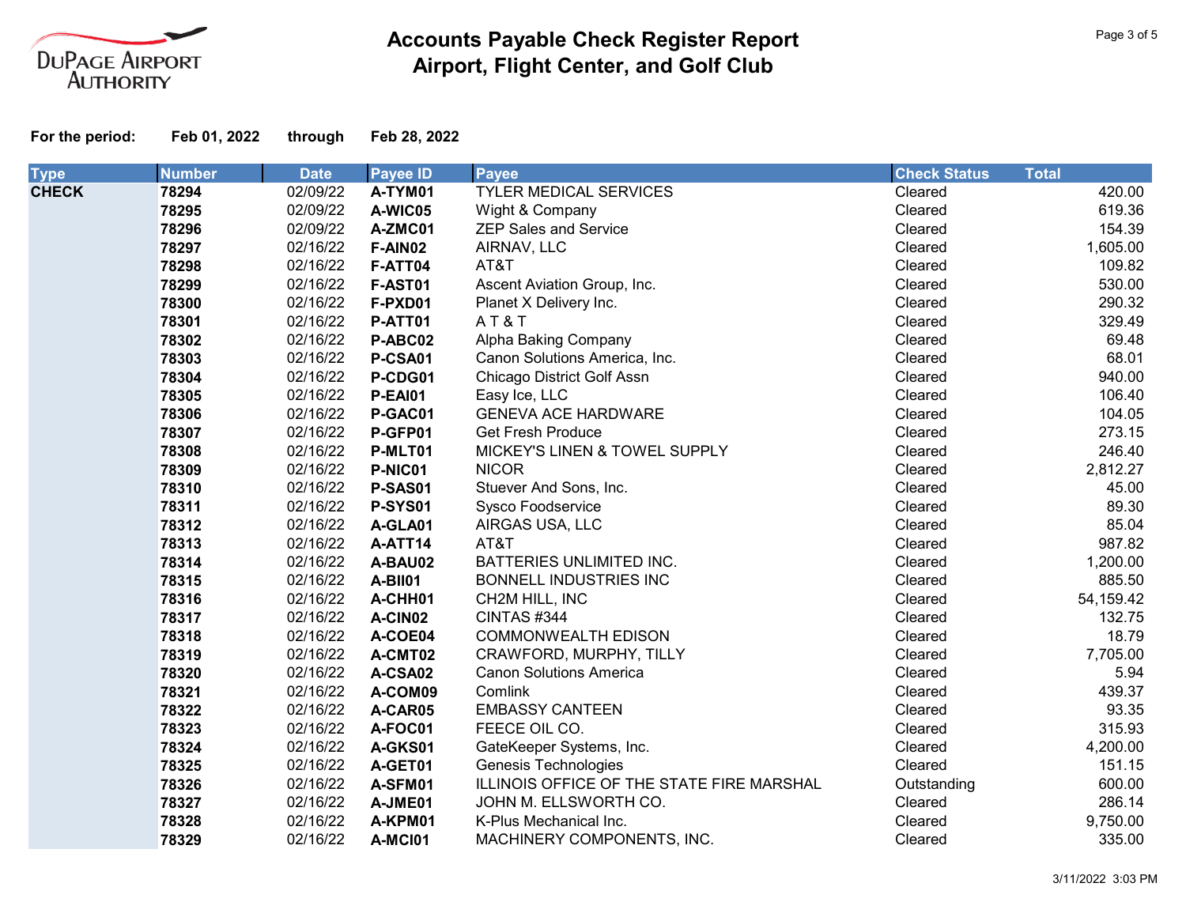# Accounts Payable Check Register Report
## Airport, Flight Center, and Golf Club

DuPage Airport Authority

**For the period:** **Feb 01, 2022** **through** **Feb 28, 2022**

| Type | Number | Date | Payee ID | Payee | Check Status | Total |
|---|---|---|---|---|---|---|
| **CHECK** | **78294** | 02/09/22 | **A-TYM01** | TYLER MEDICAL SERVICES | Cleared | 420.00 |
| | **78295** | 02/09/22 | **A-WIC05** | Wight & Company | Cleared | 619.36 |
| | **78296** | 02/09/22 | **A-ZMC01** | ZEP Sales and Service | Cleared | 154.39 |
| | **78297** | 02/16/22 | **F-AIN02** | AIRNAV, LLC | Cleared | 1,605.00 |
| | **78298** | 02/16/22 | **F-ATT04** | AT&T | Cleared | 109.82 |
| | **78299** | 02/16/22 | **F-AST01** | Ascent Aviation Group, Inc. | Cleared | 530.00 |
| | **78300** | 02/16/22 | **F-PXD01** | Planet X Delivery Inc. | Cleared | 290.32 |
| | **78301** | 02/16/22 | **P-ATT01** | A T & T | Cleared | 329.49 |
| | **78302** | 02/16/22 | **P-ABC02** | Alpha Baking Company | Cleared | 69.48 |
| | **78303** | 02/16/22 | **P-CSA01** | Canon Solutions America, Inc. | Cleared | 68.01 |
| | **78304** | 02/16/22 | **P-CDG01** | Chicago District Golf Assn | Cleared | 940.00 |
| | **78305** | 02/16/22 | **P-EAI01** | Easy Ice, LLC | Cleared | 106.40 |
| | **78306** | 02/16/22 | **P-GAC01** | GENEVA ACE HARDWARE | Cleared | 104.05 |
| | **78307** | 02/16/22 | **P-GFP01** | Get Fresh Produce | Cleared | 273.15 |
| | **78308** | 02/16/22 | **P-MLT01** | MICKEY'S LINEN & TOWEL SUPPLY | Cleared | 246.40 |
| | **78309** | 02/16/22 | **P-NIC01** | NICOR | Cleared | 2,812.27 |
| | **78310** | 02/16/22 | **P-SAS01** | Stuever And Sons, Inc. | Cleared | 45.00 |
| | **78311** | 02/16/22 | **P-SYS01** | Sysco Foodservice | Cleared | 89.30 |
| | **78312** | 02/16/22 | **A-GLA01** | AIRGAS USA, LLC | Cleared | 85.04 |
| | **78313** | 02/16/22 | **A-ATT14** | AT&T | Cleared | 987.82 |
| | **78314** | 02/16/22 | **A-BAU02** | BATTERIES UNLIMITED INC. | Cleared | 1,200.00 |
| | **78315** | 02/16/22 | **A-BII01** | BONNELL INDUSTRIES INC | Cleared | 885.50 |
| | **78316** | 02/16/22 | **A-CHH01** | CH2M HILL, INC | Cleared | 54,159.42 |
| | **78317** | 02/16/22 | **A-CIN02** | CINTAS #344 | Cleared | 132.75 |
| | **78318** | 02/16/22 | **A-COE04** | COMMONWEALTH EDISON | Cleared | 18.79 |
| | **78319** | 02/16/22 | **A-CMT02** | CRAWFORD, MURPHY, TILLY | Cleared | 7,705.00 |
| | **78320** | 02/16/22 | **A-CSA02** | Canon Solutions America | Cleared | 5.94 |
| | **78321** | 02/16/22 | **A-COM09** | Comlink | Cleared | 439.37 |
| | **78322** | 02/16/22 | **A-CAR05** | EMBASSY CANTEEN | Cleared | 93.35 |
| | **78323** | 02/16/22 | **A-FOC01** | FEECE OIL CO. | Cleared | 315.93 |
| | **78324** | 02/16/22 | **A-GKS01** | GateKeeper Systems, Inc. | Cleared | 4,200.00 |
| | **78325** | 02/16/22 | **A-GET01** | Genesis Technologies | Cleared | 151.15 |
| | **78326** | 02/16/22 | **A-SFM01** | ILLINOIS OFFICE OF THE STATE FIRE MARSHAL | Outstanding | 600.00 |
| | **78327** | 02/16/22 | **A-JME01** | JOHN M. ELLSWORTH CO. | Cleared | 286.14 |
| | **78328** | 02/16/22 | **A-KPM01** | K-Plus Mechanical Inc. | Cleared | 9,750.00 |
| | **78329** | 02/16/22 | **A-MCI01** | MACHINERY COMPONENTS, INC. | Cleared | 335.00 |

3/11/2022 3:03 PM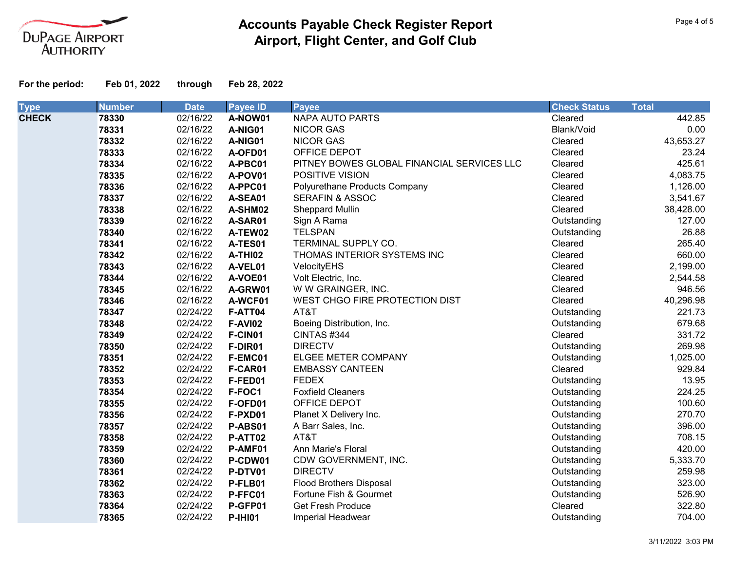# Accounts Payable Check Register Report
## Airport, Flight Center, and Golf Club

**For the period:** **Feb 01, 2022** **through** **Feb 28, 2022**

| Type | Number | Date | Payee ID | Payee | Check Status | Total |
|---|---|---|---|---|---|---|
| **CHECK** | **78330** | 02/16/22 | **A-NOW01** | NAPA AUTO PARTS | Cleared | 442.85 |
| | **78331** | 02/16/22 | **A-NIG01** | NICOR GAS | Blank/Void | 0.00 |
| | **78332** | 02/16/22 | **A-NIG01** | NICOR GAS | Cleared | 43,653.27 |
| | **78333** | 02/16/22 | **A-OFD01** | OFFICE DEPOT | Cleared | 23.24 |
| | **78334** | 02/16/22 | **A-PBC01** | PITNEY BOWES GLOBAL FINANCIAL SERVICES LLC | Cleared | 425.61 |
| | **78335** | 02/16/22 | **A-POV01** | POSITIVE VISION | Cleared | 4,083.75 |
| | **78336** | 02/16/22 | **A-PPC01** | Polyurethane Products Company | Cleared | 1,126.00 |
| | **78337** | 02/16/22 | **A-SEA01** | SERAFIN & ASSOC | Cleared | 3,541.67 |
| | **78338** | 02/16/22 | **A-SHM02** | Sheppard Mullin | Cleared | 38,428.00 |
| | **78339** | 02/16/22 | **A-SAR01** | Sign A Rama | Outstanding | 127.00 |
| | **78340** | 02/16/22 | **A-TEW02** | TELSPAN | Outstanding | 26.88 |
| | **78341** | 02/16/22 | **A-TES01** | TERMINAL SUPPLY CO. | Cleared | 265.40 |
| | **78342** | 02/16/22 | **A-THI02** | THOMAS INTERIOR SYSTEMS INC | Cleared | 660.00 |
| | **78343** | 02/16/22 | **A-VEL01** | VelocityEHS | Cleared | 2,199.00 |
| | **78344** | 02/16/22 | **A-VOE01** | Volt Electric, Inc. | Cleared | 2,544.58 |
| | **78345** | 02/16/22 | **A-GRW01** | W W GRAINGER, INC. | Cleared | 946.56 |
| | **78346** | 02/16/22 | **A-WCF01** | WEST CHGO FIRE PROTECTION DIST | Cleared | 40,296.98 |
| | **78347** | 02/24/22 | **F-ATT04** | AT&T | Outstanding | 221.73 |
| | **78348** | 02/24/22 | **F-AVI02** | Boeing Distribution, Inc. | Outstanding | 679.68 |
| | **78349** | 02/24/22 | **F-CIN01** | CINTAS #344 | Cleared | 331.72 |
| | **78350** | 02/24/22 | **F-DIR01** | DIRECTV | Outstanding | 269.98 |
| | **78351** | 02/24/22 | **F-EMC01** | ELGEE METER COMPANY | Outstanding | 1,025.00 |
| | **78352** | 02/24/22 | **F-CAR01** | EMBASSY CANTEEN | Cleared | 929.84 |
| | **78353** | 02/24/22 | **F-FED01** | FEDEX | Outstanding | 13.95 |
| | **78354** | 02/24/22 | **F-FOC1** | Foxfield Cleaners | Outstanding | 224.25 |
| | **78355** | 02/24/22 | **F-OFD01** | OFFICE DEPOT | Outstanding | 100.60 |
| | **78356** | 02/24/22 | **F-PXD01** | Planet X Delivery Inc. | Outstanding | 270.70 |
| | **78357** | 02/24/22 | **P-ABS01** | A Barr Sales, Inc. | Outstanding | 396.00 |
| | **78358** | 02/24/22 | **P-ATT02** | AT&T | Outstanding | 708.15 |
| | **78359** | 02/24/22 | **P-AMF01** | Ann Marie's Floral | Outstanding | 420.00 |
| | **78360** | 02/24/22 | **P-CDW01** | CDW GOVERNMENT, INC. | Outstanding | 5,333.70 |
| | **78361** | 02/24/22 | **P-DTV01** | DIRECTV | Outstanding | 259.98 |
| | **78362** | 02/24/22 | **P-FLB01** | Flood Brothers Disposal | Outstanding | 323.00 |
| | **78363** | 02/24/22 | **P-FFC01** | Fortune Fish & Gourmet | Outstanding | 526.90 |
| | **78364** | 02/24/22 | **P-GFP01** | Get Fresh Produce | Cleared | 322.80 |
| | **78365** | 02/24/22 | **P-IHI01** | Imperial Headwear | Outstanding | 704.00 |

3/11/2022 3:03 PM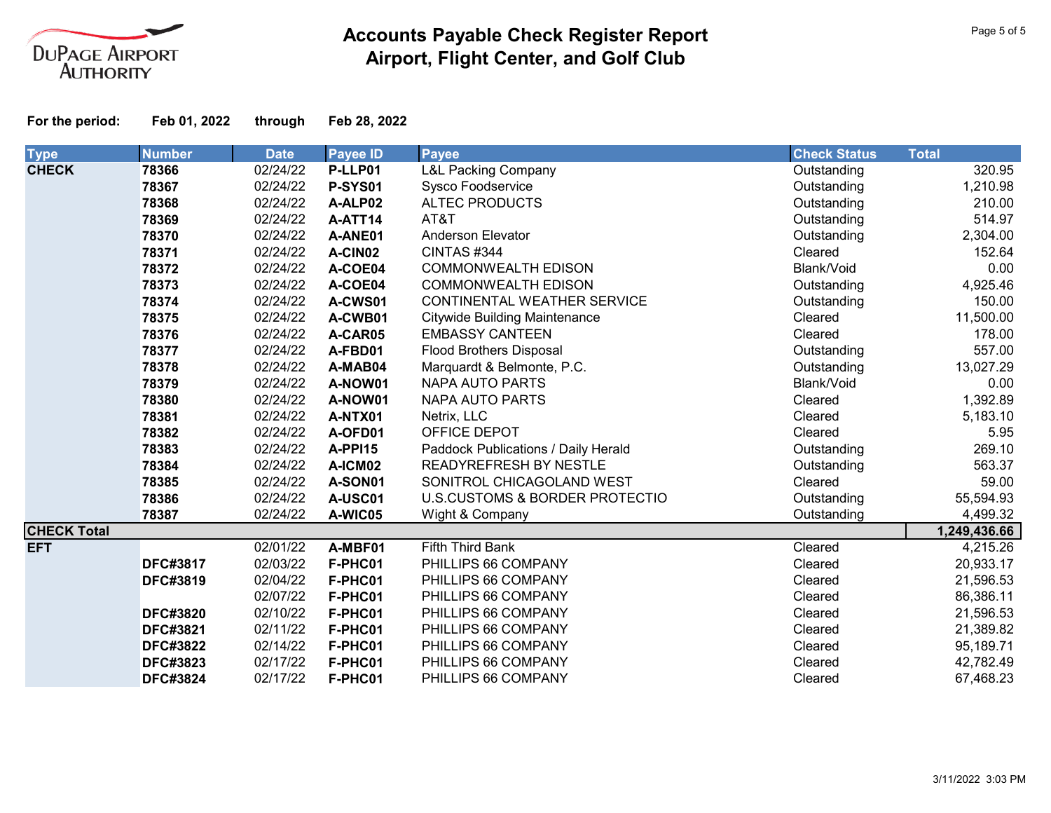DuPage Airport Authority

# Accounts Payable Check Register Report
## Airport, Flight Center, and Golf Club

**For the period:** **Feb 01, 2022** **through** **Feb 28, 2022**

| Type | Number | Date | Payee ID | Payee | Check Status | Total |
|---|---|---|---|---|---|---|
| **CHECK** | **78366** | 02/24/22 | **P-LLP01** | L&L Packing Company | Outstanding | 320.95 |
| | **78367** | 02/24/22 | **P-SYS01** | Sysco Foodservice | Outstanding | 1,210.98 |
| | **78368** | 02/24/22 | **A-ALP02** | ALTEC PRODUCTS | Outstanding | 210.00 |
| | **78369** | 02/24/22 | **A-ATT14** | AT&T | Outstanding | 514.97 |
| | **78370** | 02/24/22 | **A-ANE01** | Anderson Elevator | Outstanding | 2,304.00 |
| | **78371** | 02/24/22 | **A-CIN02** | CINTAS #344 | Cleared | 152.64 |
| | **78372** | 02/24/22 | **A-COE04** | COMMONWEALTH EDISON | Blank/Void | 0.00 |
| | **78373** | 02/24/22 | **A-COE04** | COMMONWEALTH EDISON | Outstanding | 4,925.46 |
| | **78374** | 02/24/22 | **A-CWS01** | CONTINENTAL WEATHER SERVICE | Outstanding | 150.00 |
| | **78375** | 02/24/22 | **A-CWB01** | Citywide Building Maintenance | Cleared | 11,500.00 |
| | **78376** | 02/24/22 | **A-CAR05** | EMBASSY CANTEEN | Cleared | 178.00 |
| | **78377** | 02/24/22 | **A-FBD01** | Flood Brothers Disposal | Outstanding | 557.00 |
| | **78378** | 02/24/22 | **A-MAB04** | Marquardt & Belmonte, P.C. | Outstanding | 13,027.29 |
| | **78379** | 02/24/22 | **A-NOW01** | NAPA AUTO PARTS | Blank/Void | 0.00 |
| | **78380** | 02/24/22 | **A-NOW01** | NAPA AUTO PARTS | Cleared | 1,392.89 |
| | **78381** | 02/24/22 | **A-NTX01** | Netrix, LLC | Cleared | 5,183.10 |
| | **78382** | 02/24/22 | **A-OFD01** | OFFICE DEPOT | Cleared | 5.95 |
| | **78383** | 02/24/22 | **A-PPI15** | Paddock Publications / Daily Herald | Outstanding | 269.10 |
| | **78384** | 02/24/22 | **A-ICM02** | READYREFRESH BY NESTLE | Outstanding | 563.37 |
| | **78385** | 02/24/22 | **A-SON01** | SONITROL CHICAGOLAND WEST | Cleared | 59.00 |
| | **78386** | 02/24/22 | **A-USC01** | U.S.CUSTOMS & BORDER PROTECTIO | Outstanding | 55,594.93 |
| | **78387** | 02/24/22 | **A-WIC05** | Wight & Company | Outstanding | 4,499.32 |
| **CHECK Total** | | | | | | **1,249,436.66** |
| **EFT** | | 02/01/22 | **A-MBF01** | Fifth Third Bank | Cleared | 4,215.26 |
| | **DFC#3817** | 02/03/22 | **F-PHC01** | PHILLIPS 66 COMPANY | Cleared | 20,933.17 |
| | **DFC#3819** | 02/04/22 | **F-PHC01** | PHILLIPS 66 COMPANY | Cleared | 21,596.53 |
| | | 02/07/22 | **F-PHC01** | PHILLIPS 66 COMPANY | Cleared | 86,386.11 |
| | **DFC#3820** | 02/10/22 | **F-PHC01** | PHILLIPS 66 COMPANY | Cleared | 21,596.53 |
| | **DFC#3821** | 02/11/22 | **F-PHC01** | PHILLIPS 66 COMPANY | Cleared | 21,389.82 |
| | **DFC#3822** | 02/14/22 | **F-PHC01** | PHILLIPS 66 COMPANY | Cleared | 95,189.71 |
| | **DFC#3823** | 02/17/22 | **F-PHC01** | PHILLIPS 66 COMPANY | Cleared | 42,782.49 |
| | **DFC#3824** | 02/17/22 | **F-PHC01** | PHILLIPS 66 COMPANY | Cleared | 67,468.23 |

3/11/2022 3:03 PM